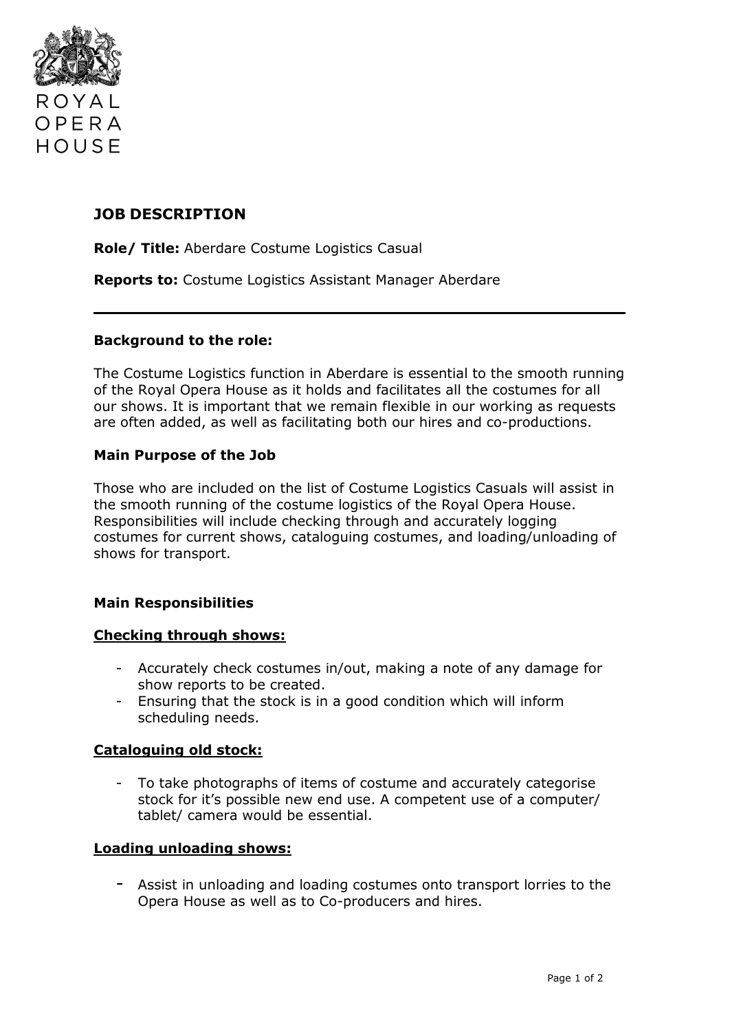ROYAL
OPERA
HOUSE

# JOB DESCRIPTION

**Role/ Title:** Aberdare Costume Logistics Casual

**Reports to:** Costume Logistics Assistant Manager Aberdare

---

**Background to the role:**

The Costume Logistics function in Aberdare is essential to the smooth running of the Royal Opera House as it holds and facilitates all the costumes for all our shows. It is important that we remain flexible in our working as requests are often added, as well as facilitating both our hires and co-productions.

**Main Purpose of the Job**

Those who are included on the list of Costume Logistics Casuals will assist in the smooth running of the costume logistics of the Royal Opera House. Responsibilities will include checking through and accurately logging costumes for current shows, cataloguing costumes, and loading/unloading of shows for transport.

**Main Responsibilities**

**Checking through shows:**

- Accurately check costumes in/out, making a note of any damage for show reports to be created.
- Ensuring that the stock is in a good condition which will inform scheduling needs.

**Cataloguing old stock:**

- To take photographs of items of costume and accurately categorise stock for it's possible new end use. A competent use of a computer/ tablet/ camera would be essential.

**Loading unloading shows:**

- Assist in unloading and loading costumes onto transport lorries to the Opera House as well as to Co-producers and hires.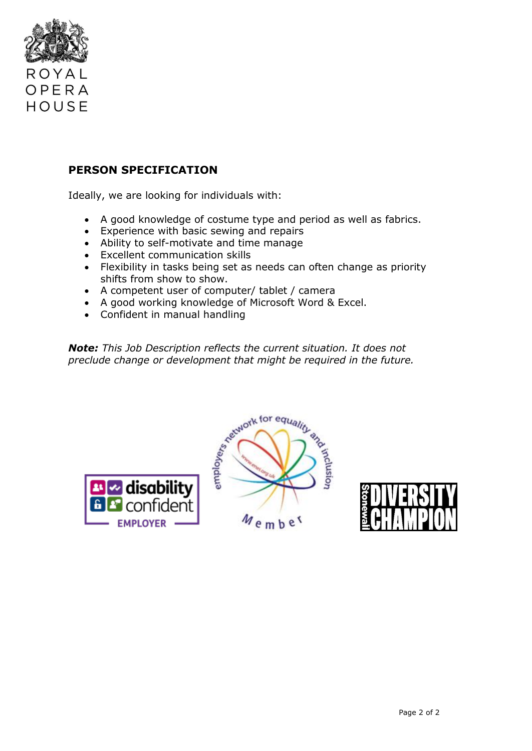## PERSON SPECIFICATION

Ideally, we are looking for individuals with:

- A good knowledge of costume type and period as well as fabrics.
- Experience with basic sewing and repairs
- Ability to self-motivate and time manage
- Excellent communication skills
- Flexibility in tasks being set as needs can often change as priority shifts from show to show.
- A competent user of computer/ tablet / camera
- A good working knowledge of Microsoft Word & Excel.
- Confident in manual handling

***Note:*** *This Job Description reflects the current situation. It does not preclude change or development that might be required in the future.*